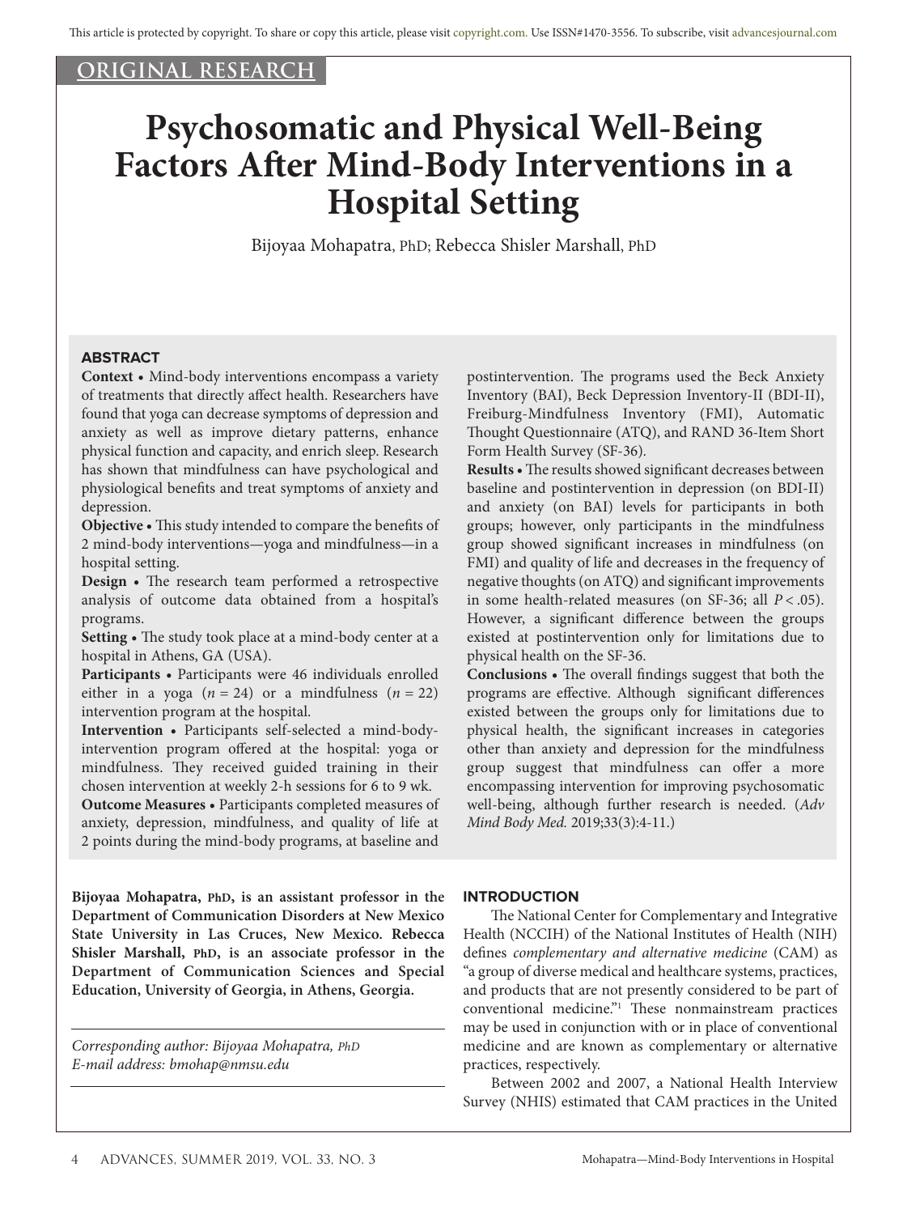ORIGINAL RESEARCH

# Psychosomatic and Physical Well-Being Factors After Mind-Body Interventions in a Hospital Setting

Bijoyaa Mohapatra, PhD; Rebecca Shisler Marshall, PhD

## ABSTRACT

**Context** • Mind-body interventions encompass a variety of treatments that directly affect health. Researchers have found that yoga can decrease symptoms of depression and anxiety as well as improve dietary patterns, enhance physical function and capacity, and enrich sleep. Research has shown that mindfulness can have psychological and physiological benefits and treat symptoms of anxiety and depression.

**Objective** • This study intended to compare the benefits of 2 mind-body interventions—yoga and mindfulness—in a hospital setting.

**Design** • The research team performed a retrospective analysis of outcome data obtained from a hospital's programs.

**Setting** • The study took place at a mind-body center at a hospital in Athens, GA (USA).

**Participants** • Participants were 46 individuals enrolled either in a yoga ($n = 24$) or a mindfulness ($n = 22$) intervention program at the hospital.

**Intervention** • Participants self-selected a mind-body-intervention program offered at the hospital: yoga or mindfulness. They received guided training in their chosen intervention at weekly 2-h sessions for 6 to 9 wk.

**Outcome Measures** • Participants completed measures of anxiety, depression, mindfulness, and quality of life at 2 points during the mind-body programs, at baseline and postintervention. The programs used the Beck Anxiety Inventory (BAI), Beck Depression Inventory-II (BDI-II), Freiburg-Mindfulness Inventory (FMI), Automatic Thought Questionnaire (ATQ), and RAND 36-Item Short Form Health Survey (SF-36).

**Results** • The results showed significant decreases between baseline and postintervention in depression (on BDI-II) and anxiety (on BAI) levels for participants in both groups; however, only participants in the mindfulness group showed significant increases in mindfulness (on FMI) and quality of life and decreases in the frequency of negative thoughts (on ATQ) and significant improvements in some health-related measures (on SF-36; all $P < .05$). However, a significant difference between the groups existed at postintervention only for limitations due to physical health on the SF-36.

**Conclusions** • The overall findings suggest that both the programs are effective. Although significant differences existed between the groups only for limitations due to physical health, the significant increases in categories other than anxiety and depression for the mindfulness group suggest that mindfulness can offer a more encompassing intervention for improving psychosomatic well-being, although further research is needed. (*Adv Mind Body Med.* 2019;33(3):4-11.)

**Bijoyaa Mohapatra, PhD, is an assistant professor in the Department of Communication Disorders at New Mexico State University in Las Cruces, New Mexico. Rebecca Shisler Marshall, PhD, is an associate professor in the Department of Communication Sciences and Special Education, University of Georgia, in Athens, Georgia.**

*Corresponding author: Bijoyaa Mohapatra, PhD*
*E-mail address: bmohap@nmsu.edu*

## INTRODUCTION

The National Center for Complementary and Integrative Health (NCCIH) of the National Institutes of Health (NIH) defines *complementary and alternative medicine* (CAM) as "a group of diverse medical and healthcare systems, practices, and products that are not presently considered to be part of conventional medicine."[1] These nonmainstream practices may be used in conjunction with or in place of conventional medicine and are known as complementary or alternative practices, respectively.

Between 2002 and 2007, a National Health Interview Survey (NHIS) estimated that CAM practices in the United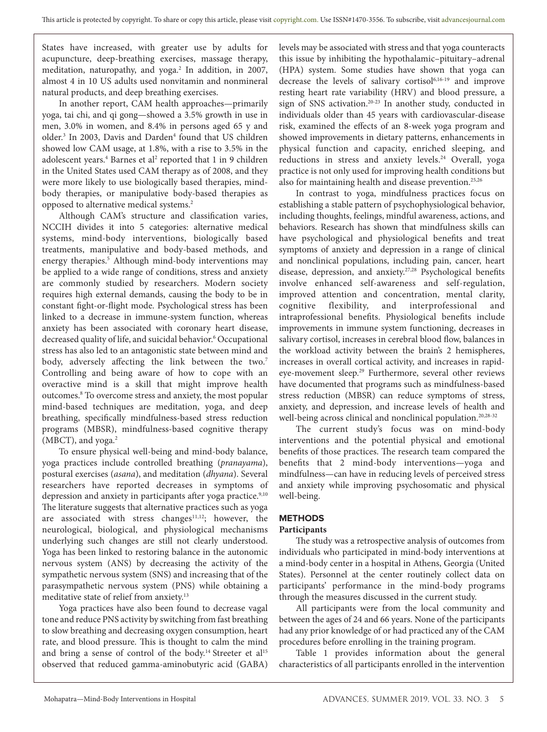States have increased, with greater use by adults for acupuncture, deep-breathing exercises, massage therapy, meditation, naturopathy, and yoga.[2] In addition, in 2007, almost 4 in 10 US adults used nonvitamin and nonmineral natural products, and deep breathing exercises.

In another report, CAM health approaches—primarily yoga, tai chi, and qi gong—showed a 3.5% growth in use in men, 3.0% in women, and 8.4% in persons aged 65 y and older.[3] In 2003, Davis and Darden[4] found that US children showed low CAM usage, at 1.8%, with a rise to 3.5% in the adolescent years.[4] Barnes et al[2] reported that 1 in 9 children in the United States used CAM therapy as of 2008, and they were more likely to use biologically based therapies, mind-body therapies, or manipulative body-based therapies as opposed to alternative medical systems.[2]

Although CAM's structure and classification varies, NCCIH divides it into 5 categories: alternative medical systems, mind-body interventions, biologically based treatments, manipulative and body-based methods, and energy therapies.[5] Although mind-body interventions may be applied to a wide range of conditions, stress and anxiety are commonly studied by researchers. Modern society requires high external demands, causing the body to be in constant fight-or-flight mode. Psychological stress has been linked to a decrease in immune-system function, whereas anxiety has been associated with coronary heart disease, decreased quality of life, and suicidal behavior.[6] Occupational stress has also led to an antagonistic state between mind and body, adversely affecting the link between the two.[7] Controlling and being aware of how to cope with an overactive mind is a skill that might improve health outcomes.[8] To overcome stress and anxiety, the most popular mind-based techniques are meditation, yoga, and deep breathing, specifically mindfulness-based stress reduction programs (MBSR), mindfulness-based cognitive therapy (MBCT), and yoga.[2]

To ensure physical well-being and mind-body balance, yoga practices include controlled breathing (*pranayama*), postural exercises (*asana*), and meditation (*dhyana*). Several researchers have reported decreases in symptoms of depression and anxiety in participants after yoga practice.[9,10] The literature suggests that alternative practices such as yoga are associated with stress changes[11,12]; however, the neurological, biological, and physiological mechanisms underlying such changes are still not clearly understood. Yoga has been linked to restoring balance in the autonomic nervous system (ANS) by decreasing the activity of the sympathetic nervous system (SNS) and increasing that of the parasympathetic nervous system (PNS) while obtaining a meditative state of relief from anxiety.[13]

Yoga practices have also been found to decrease vagal tone and reduce PNS activity by switching from fast breathing to slow breathing and decreasing oxygen consumption, heart rate, and blood pressure. This is thought to calm the mind and bring a sense of control of the body.[14] Streeter et al[15] observed that reduced gamma-aminobutyric acid (GABA) levels may be associated with stress and that yoga counteracts this issue by inhibiting the hypothalamic–pituitary–adrenal (HPA) system. Some studies have shown that yoga can decrease the levels of salivary cortisol[6,16-19] and improve resting heart rate variability (HRV) and blood pressure, a sign of SNS activation.[20-23] In another study, conducted in individuals older than 45 years with cardiovascular-disease risk, examined the effects of an 8-week yoga program and showed improvements in dietary patterns, enhancements in physical function and capacity, enriched sleeping, and reductions in stress and anxiety levels.[24] Overall, yoga practice is not only used for improving health conditions but also for maintaining health and disease prevention.[25,26]

In contrast to yoga, mindfulness practices focus on establishing a stable pattern of psychophysiological behavior, including thoughts, feelings, mindful awareness, actions, and behaviors. Research has shown that mindfulness skills can have psychological and physiological benefits and treat symptoms of anxiety and depression in a range of clinical and nonclinical populations, including pain, cancer, heart disease, depression, and anxiety.[27,28] Psychological benefits involve enhanced self-awareness and self-regulation, improved attention and concentration, mental clarity, cognitive flexibility, and interprofessional and intraprofessional benefits. Physiological benefits include improvements in immune system functioning, decreases in salivary cortisol, increases in cerebral blood flow, balances in the workload activity between the brain's 2 hemispheres, increases in overall cortical activity, and increases in rapid-eye-movement sleep.[29] Furthermore, several other reviews have documented that programs such as mindfulness-based stress reduction (MBSR) can reduce symptoms of stress, anxiety, and depression, and increase levels of health and well-being across clinical and nonclinical population.[20,28-32]

The current study's focus was on mind-body interventions and the potential physical and emotional benefits of those practices. The research team compared the benefits that 2 mind-body interventions—yoga and mindfulness—can have in reducing levels of perceived stress and anxiety while improving psychosomatic and physical well-being.

## METHODS

### Participants

The study was a retrospective analysis of outcomes from individuals who participated in mind-body interventions at a mind-body center in a hospital in Athens, Georgia (United States). Personnel at the center routinely collect data on participants' performance in the mind-body programs through the measures discussed in the current study.

All participants were from the local community and between the ages of 24 and 66 years. None of the participants had any prior knowledge of or had practiced any of the CAM procedures before enrolling in the training program.

Table 1 provides information about the general characteristics of all participants enrolled in the intervention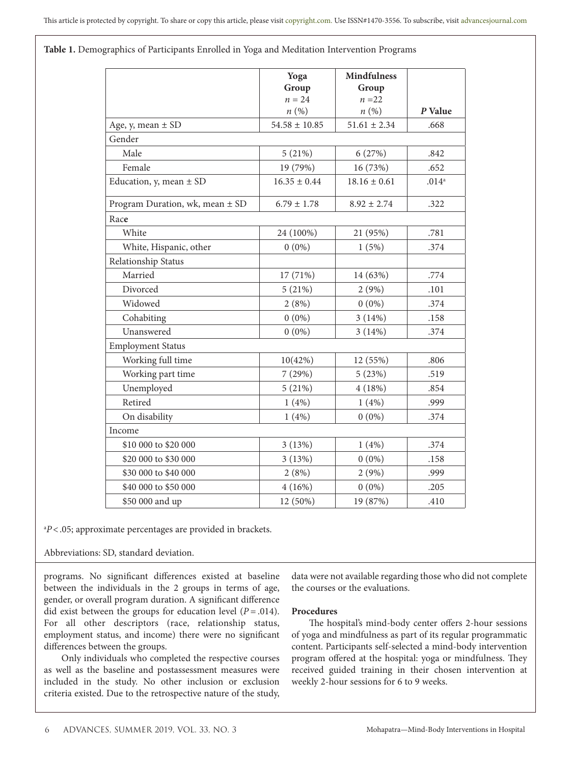**Table 1.** Demographics of Participants Enrolled in Yoga and Meditation Intervention Programs

| | Yoga Group $n = 24$ $n$ (%) | Mindfulness Group $n = 22$ $n$ (%) | *P* Value |
|---|---|---|---|
| Age, y, mean ± SD | 54.58 ± 10.85 | 51.61 ± 2.34 | .668 |
| Gender | | | |
| Male | 5 (21%) | 6 (27%) | .842 |
| Female | 19 (79%) | 16 (73%) | .652 |
| Education, y, mean ± SD | 16.35 ± 0.44 | 18.16 ± 0.61 | .014[a] |
| Program Duration, wk, mean ± SD | 6.79 ± 1.78 | 8.92 ± 2.74 | .322 |
| Race | | | |
| White | 24 (100%) | 21 (95%) | .781 |
| White, Hispanic, other | 0 (0%) | 1 (5%) | .374 |
| Relationship Status | | | |
| Married | 17 (71%) | 14 (63%) | .774 |
| Divorced | 5 (21%) | 2 (9%) | .101 |
| Widowed | 2 (8%) | 0 (0%) | .374 |
| Cohabiting | 0 (0%) | 3 (14%) | .158 |
| Unanswered | 0 (0%) | 3 (14%) | .374 |
| Employment Status | | | |
| Working full time | 10(42%) | 12 (55%) | .806 |
| Working part time | 7 (29%) | 5 (23%) | .519 |
| Unemployed | 5 (21%) | 4 (18%) | .854 |
| Retired | 1 (4%) | 1 (4%) | .999 |
| On disability | 1 (4%) | 0 (0%) | .374 |
| Income | | | |
| \$10 000 to \$20 000 | 3 (13%) | 1 (4%) | .374 |
| \$20 000 to \$30 000 | 3 (13%) | 0 (0%) | .158 |
| \$30 000 to \$40 000 | 2 (8%) | 2 (9%) | .999 |
| \$40 000 to \$50 000 | 4 (16%) | 0 (0%) | .205 |
| \$50 000 and up | 12 (50%) | 19 (87%) | .410 |

[a]$P < .05$; approximate percentages are provided in brackets.

Abbreviations: SD, standard deviation.

programs. No significant differences existed at baseline between the individuals in the 2 groups in terms of age, gender, or overall program duration. A significant difference did exist between the groups for education level ($P = .014$). For all other descriptors (race, relationship status, employment status, and income) there were no significant differences between the groups.

Only individuals who completed the respective courses as well as the baseline and postassessment measures were included in the study. No other inclusion or exclusion criteria existed. Due to the retrospective nature of the study, data were not available regarding those who did not complete the courses or the evaluations.

### Procedures

The hospital's mind-body center offers 2-hour sessions of yoga and mindfulness as part of its regular programmatic content. Participants self-selected a mind-body intervention program offered at the hospital: yoga or mindfulness. They received guided training in their chosen intervention at weekly 2-hour sessions for 6 to 9 weeks.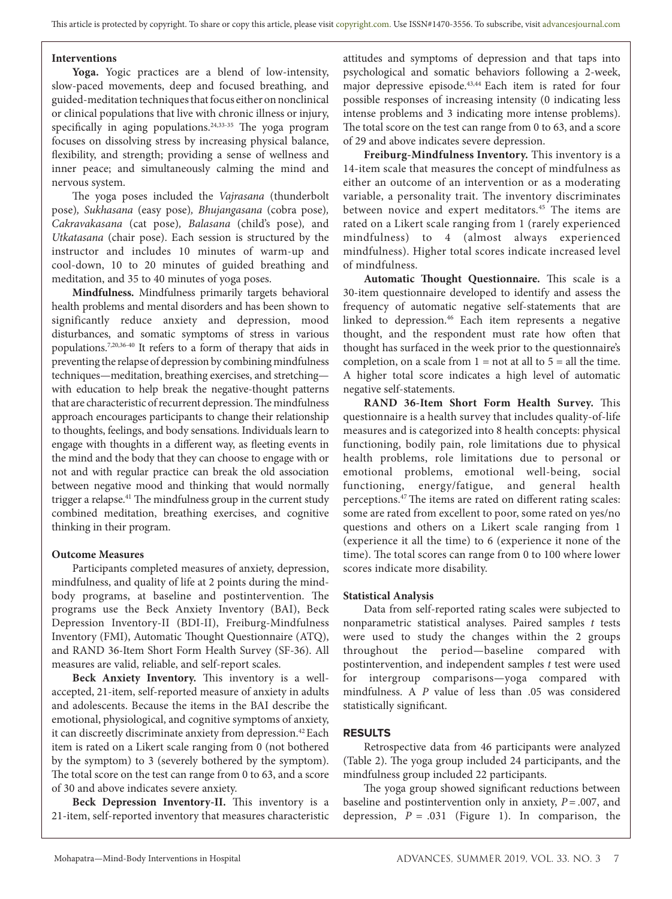### Interventions

**Yoga.** Yogic practices are a blend of low-intensity, slow-paced movements, deep and focused breathing, and guided-meditation techniques that focus either on nonclinical or clinical populations that live with chronic illness or injury, specifically in aging populations.[24,33-35] The yoga program focuses on dissolving stress by increasing physical balance, flexibility, and strength; providing a sense of wellness and inner peace; and simultaneously calming the mind and nervous system.

The yoga poses included the *Vajrasana* (thunderbolt pose), *Sukhasana* (easy pose), *Bhujangasana* (cobra pose), *Cakravakasana* (cat pose), *Balasana* (child's pose), and *Utkatasana* (chair pose). Each session is structured by the instructor and includes 10 minutes of warm-up and cool-down, 10 to 20 minutes of guided breathing and meditation, and 35 to 40 minutes of yoga poses.

**Mindfulness.** Mindfulness primarily targets behavioral health problems and mental disorders and has been shown to significantly reduce anxiety and depression, mood disturbances, and somatic symptoms of stress in various populations.[7,20,36-40] It refers to a form of therapy that aids in preventing the relapse of depression by combining mindfulness techniques—meditation, breathing exercises, and stretching—with education to help break the negative-thought patterns that are characteristic of recurrent depression. The mindfulness approach encourages participants to change their relationship to thoughts, feelings, and body sensations. Individuals learn to engage with thoughts in a different way, as fleeting events in the mind and the body that they can choose to engage with or not and with regular practice can break the old association between negative mood and thinking that would normally trigger a relapse.[41] The mindfulness group in the current study combined meditation, breathing exercises, and cognitive thinking in their program.

### Outcome Measures

Participants completed measures of anxiety, depression, mindfulness, and quality of life at 2 points during the mind-body programs, at baseline and postintervention. The programs use the Beck Anxiety Inventory (BAI), Beck Depression Inventory-II (BDI-II), Freiburg-Mindfulness Inventory (FMI), Automatic Thought Questionnaire (ATQ), and RAND 36-Item Short Form Health Survey (SF-36). All measures are valid, reliable, and self-report scales.

**Beck Anxiety Inventory.** This inventory is a well-accepted, 21-item, self-reported measure of anxiety in adults and adolescents. Because the items in the BAI describe the emotional, physiological, and cognitive symptoms of anxiety, it can discreetly discriminate anxiety from depression.[42] Each item is rated on a Likert scale ranging from 0 (not bothered by the symptom) to 3 (severely bothered by the symptom). The total score on the test can range from 0 to 63, and a score of 30 and above indicates severe anxiety.

**Beck Depression Inventory-II.** This inventory is a 21-item, self-reported inventory that measures characteristic attitudes and symptoms of depression and that taps into psychological and somatic behaviors following a 2-week, major depressive episode.[43,44] Each item is rated for four possible responses of increasing intensity (0 indicating less intense problems and 3 indicating more intense problems). The total score on the test can range from 0 to 63, and a score of 29 and above indicates severe depression.

**Freiburg-Mindfulness Inventory.** This inventory is a 14-item scale that measures the concept of mindfulness as either an outcome of an intervention or as a moderating variable, a personality trait. The inventory discriminates between novice and expert meditators.[45] The items are rated on a Likert scale ranging from 1 (rarely experienced mindfulness) to 4 (almost always experienced mindfulness). Higher total scores indicate increased level of mindfulness.

**Automatic Thought Questionnaire.** This scale is a 30-item questionnaire developed to identify and assess the frequency of automatic negative self-statements that are linked to depression.[46] Each item represents a negative thought, and the respondent must rate how often that thought has surfaced in the week prior to the questionnaire's completion, on a scale from 1 = not at all to 5 = all the time. A higher total score indicates a high level of automatic negative self-statements.

**RAND 36-Item Short Form Health Survey.** This questionnaire is a health survey that includes quality-of-life measures and is categorized into 8 health concepts: physical functioning, bodily pain, role limitations due to physical health problems, role limitations due to personal or emotional problems, emotional well-being, social functioning, energy/fatigue, and general health perceptions.[47] The items are rated on different rating scales: some are rated from excellent to poor, some rated on yes/no questions and others on a Likert scale ranging from 1 (experience it all the time) to 6 (experience it none of the time). The total scores can range from 0 to 100 where lower scores indicate more disability.

### Statistical Analysis

Data from self-reported rating scales were subjected to nonparametric statistical analyses. Paired samples *t* tests were used to study the changes within the 2 groups throughout the period—baseline compared with postintervention, and independent samples *t* test were used for intergroup comparisons—yoga compared with mindfulness. A *P* value of less than .05 was considered statistically significant.

## RESULTS

Retrospective data from 46 participants were analyzed (Table 2). The yoga group included 24 participants, and the mindfulness group included 22 participants.

The yoga group showed significant reductions between baseline and postintervention only in anxiety, $P = .007$, and depression, $P = .031$ (Figure 1). In comparison, the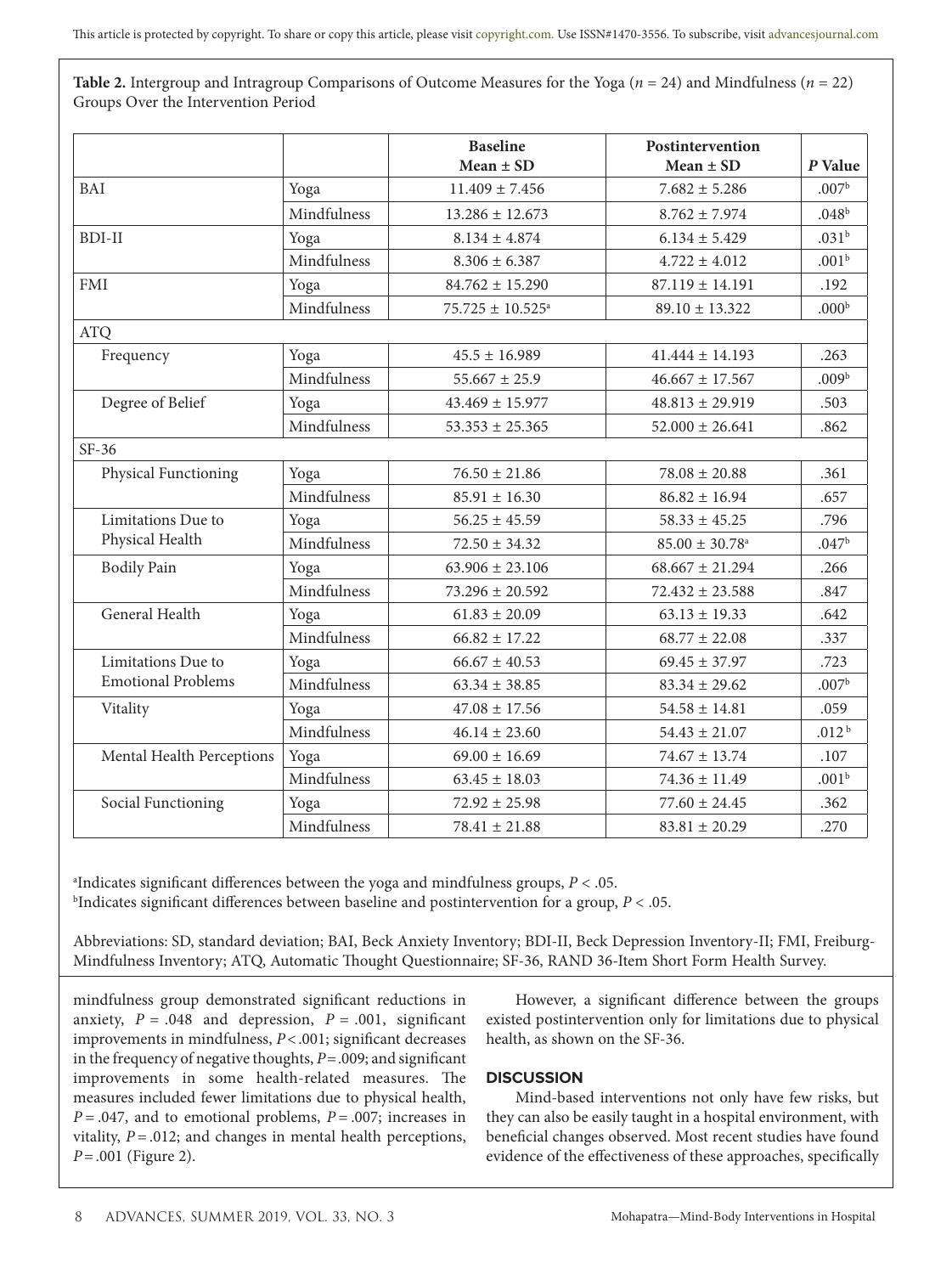**Table 2.** Intergroup and Intragroup Comparisons of Outcome Measures for the Yoga ($n$ = 24) and Mindfulness ($n$ = 22) Groups Over the Intervention Period

| | | Baseline Mean ± SD | Postintervention Mean ± SD | *P* Value |
|---|---|---|---|---|
| BAI | Yoga | 11.409 ± 7.456 | 7.682 ± 5.286 | .007[b] |
| | Mindfulness | 13.286 ± 12.673 | 8.762 ± 7.974 | .048[b] |
| BDI-II | Yoga | 8.134 ± 4.874 | 6.134 ± 5.429 | .031[b] |
| | Mindfulness | 8.306 ± 6.387 | 4.722 ± 4.012 | .001[b] |
| FMI | Yoga | 84.762 ± 15.290 | 87.119 ± 14.191 | .192 |
| | Mindfulness | 75.725 ± 10.525[a] | 89.10 ± 13.322 | .000[b] |
| ATQ | | | | |
| Frequency | Yoga | 45.5 ± 16.989 | 41.444 ± 14.193 | .263 |
| | Mindfulness | 55.667 ± 25.9 | 46.667 ± 17.567 | .009[b] |
| Degree of Belief | Yoga | 43.469 ± 15.977 | 48.813 ± 29.919 | .503 |
| | Mindfulness | 53.353 ± 25.365 | 52.000 ± 26.641 | .862 |
| SF-36 | | | | |
| Physical Functioning | Yoga | 76.50 ± 21.86 | 78.08 ± 20.88 | .361 |
| | Mindfulness | 85.91 ± 16.30 | 86.82 ± 16.94 | .657 |
| Limitations Due to Physical Health | Yoga | 56.25 ± 45.59 | 58.33 ± 45.25 | .796 |
| | Mindfulness | 72.50 ± 34.32 | 85.00 ± 30.78[a] | .047[b] |
| Bodily Pain | Yoga | 63.906 ± 23.106 | 68.667 ± 21.294 | .266 |
| | Mindfulness | 73.296 ± 20.592 | 72.432 ± 23.588 | .847 |
| General Health | Yoga | 61.83 ± 20.09 | 63.13 ± 19.33 | .642 |
| | Mindfulness | 66.82 ± 17.22 | 68.77 ± 22.08 | .337 |
| Limitations Due to Emotional Problems | Yoga | 66.67 ± 40.53 | 69.45 ± 37.97 | .723 |
| | Mindfulness | 63.34 ± 38.85 | 83.34 ± 29.62 | .007[b] |
| Vitality | Yoga | 47.08 ± 17.56 | 54.58 ± 14.81 | .059 |
| | Mindfulness | 46.14 ± 23.60 | 54.43 ± 21.07 | .012[b] |
| Mental Health Perceptions | Yoga | 69.00 ± 16.69 | 74.67 ± 13.74 | .107 |
| | Mindfulness | 63.45 ± 18.03 | 74.36 ± 11.49 | .001[b] |
| Social Functioning | Yoga | 72.92 ± 25.98 | 77.60 ± 24.45 | .362 |
| | Mindfulness | 78.41 ± 21.88 | 83.81 ± 20.29 | .270 |

[a]Indicates significant differences between the yoga and mindfulness groups, $P < .05$.
[b]Indicates significant differences between baseline and postintervention for a group, $P < .05$.

Abbreviations: SD, standard deviation; BAI, Beck Anxiety Inventory; BDI-II, Beck Depression Inventory-II; FMI, Freiburg-Mindfulness Inventory; ATQ, Automatic Thought Questionnaire; SF-36, RAND 36-Item Short Form Health Survey.

mindfulness group demonstrated significant reductions in anxiety, $P = .048$ and depression, $P = .001$, significant improvements in mindfulness, $P < .001$; significant decreases in the frequency of negative thoughts, $P = .009$; and significant improvements in some health-related measures. The measures included fewer limitations due to physical health, $P = .047$, and to emotional problems, $P = .007$; increases in vitality, $P = .012$; and changes in mental health perceptions, $P = .001$ (Figure 2).

However, a significant difference between the groups existed postintervention only for limitations due to physical health, as shown on the SF-36.

## DISCUSSION

Mind-based interventions not only have few risks, but they can also be easily taught in a hospital environment, with beneficial changes observed. Most recent studies have found evidence of the effectiveness of these approaches, specifically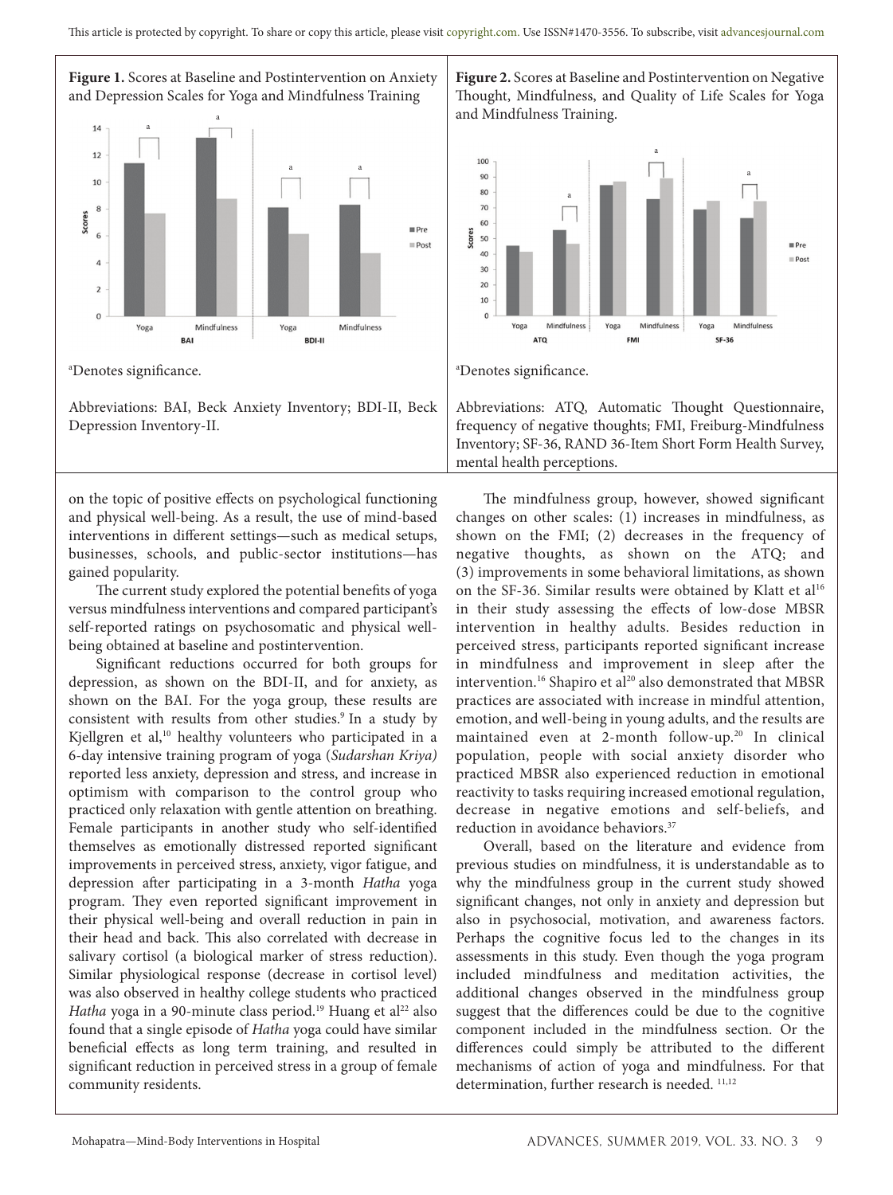**Figure 1.** Scores at Baseline and Postintervention on Anxiety and Depression Scales for Yoga and Mindfulness Training

[a]Denotes significance.

Abbreviations: BAI, Beck Anxiety Inventory; BDI-II, Beck Depression Inventory-II.

**Figure 2.** Scores at Baseline and Postintervention on Negative Thought, Mindfulness, and Quality of Life Scales for Yoga and Mindfulness Training.

[a]Denotes significance.

Abbreviations: ATQ, Automatic Thought Questionnaire, frequency of negative thoughts; FMI, Freiburg-Mindfulness Inventory; SF-36, RAND 36-Item Short Form Health Survey, mental health perceptions.

on the topic of positive effects on psychological functioning and physical well-being. As a result, the use of mind-based interventions in different settings—such as medical setups, businesses, schools, and public-sector institutions—has gained popularity.

The current study explored the potential benefits of yoga versus mindfulness interventions and compared participant's self-reported ratings on psychosomatic and physical well-being obtained at baseline and postintervention.

Significant reductions occurred for both groups for depression, as shown on the BDI-II, and for anxiety, as shown on the BAI. For the yoga group, these results are consistent with results from other studies.[9] In a study by Kjellgren et al,[10] healthy volunteers who participated in a 6-day intensive training program of yoga (*Sudarshan Kriya)* reported less anxiety, depression and stress, and increase in optimism with comparison to the control group who practiced only relaxation with gentle attention on breathing. Female participants in another study who self-identified themselves as emotionally distressed reported significant improvements in perceived stress, anxiety, vigor fatigue, and depression after participating in a 3-month *Hatha* yoga program. They even reported significant improvement in their physical well-being and overall reduction in pain in their head and back. This also correlated with decrease in salivary cortisol (a biological marker of stress reduction). Similar physiological response (decrease in cortisol level) was also observed in healthy college students who practiced *Hatha* yoga in a 90-minute class period.[19] Huang et al[22] also found that a single episode of *Hatha* yoga could have similar beneficial effects as long term training, and resulted in significant reduction in perceived stress in a group of female community residents.

The mindfulness group, however, showed significant changes on other scales: (1) increases in mindfulness, as shown on the FMI; (2) decreases in the frequency of negative thoughts, as shown on the ATQ; and (3) improvements in some behavioral limitations, as shown on the SF-36. Similar results were obtained by Klatt et al[16] in their study assessing the effects of low-dose MBSR intervention in healthy adults. Besides reduction in perceived stress, participants reported significant increase in mindfulness and improvement in sleep after the intervention.[16] Shapiro et al[20] also demonstrated that MBSR practices are associated with increase in mindful attention, emotion, and well-being in young adults, and the results are maintained even at 2-month follow-up.[20] In clinical population, people with social anxiety disorder who practiced MBSR also experienced reduction in emotional reactivity to tasks requiring increased emotional regulation, decrease in negative emotions and self-beliefs, and reduction in avoidance behaviors.[37]

Overall, based on the literature and evidence from previous studies on mindfulness, it is understandable as to why the mindfulness group in the current study showed significant changes, not only in anxiety and depression but also in psychosocial, motivation, and awareness factors. Perhaps the cognitive focus led to the changes in its assessments in this study. Even though the yoga program included mindfulness and meditation activities, the additional changes observed in the mindfulness group suggest that the differences could be due to the cognitive component included in the mindfulness section. Or the differences could simply be attributed to the different mechanisms of action of yoga and mindfulness. For that determination, further research is needed.[11,12]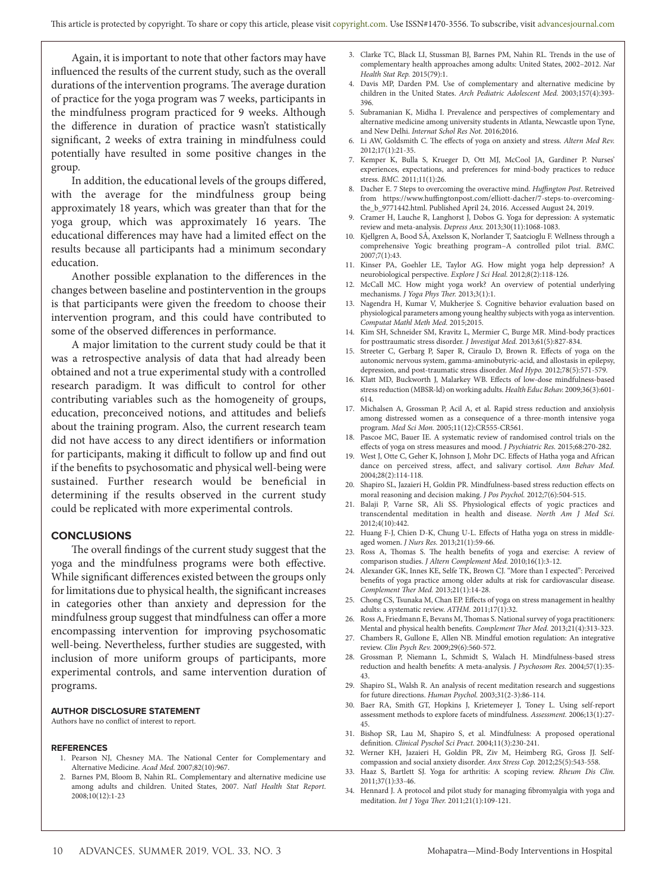Again, it is important to note that other factors may have influenced the results of the current study, such as the overall durations of the intervention programs. The average duration of practice for the yoga program was 7 weeks, participants in the mindfulness program practiced for 9 weeks. Although the difference in duration of practice wasn't statistically significant, 2 weeks of extra training in mindfulness could potentially have resulted in some positive changes in the group.

In addition, the educational levels of the groups differed, with the average for the mindfulness group being approximately 18 years, which was greater than that for the yoga group, which was approximately 16 years. The educational differences may have had a limited effect on the results because all participants had a minimum secondary education.

Another possible explanation to the differences in the changes between baseline and postintervention in the groups is that participants were given the freedom to choose their intervention program, and this could have contributed to some of the observed differences in performance.

A major limitation to the current study could be that it was a retrospective analysis of data that had already been obtained and not a true experimental study with a controlled research paradigm. It was difficult to control for other contributing variables such as the homogeneity of groups, education, preconceived notions, and attitudes and beliefs about the training program. Also, the current research team did not have access to any direct identifiers or information for participants, making it difficult to follow up and find out if the benefits to psychosomatic and physical well-being were sustained. Further research would be beneficial in determining if the results observed in the current study could be replicated with more experimental controls.

## CONCLUSIONS

The overall findings of the current study suggest that the yoga and the mindfulness programs were both effective. While significant differences existed between the groups only for limitations due to physical health, the significant increases in categories other than anxiety and depression for the mindfulness group suggest that mindfulness can offer a more encompassing intervention for improving psychosomatic well-being. Nevertheless, further studies are suggested, with inclusion of more uniform groups of participants, more experimental controls, and same intervention duration of programs.

### AUTHOR DISCLOSURE STATEMENT

Authors have no conflict of interest to report.

### REFERENCES

1. Pearson NJ, Chesney MA. The National Center for Complementary and Alternative Medicine. *Acad Med.* 2007;82(10):967.
2. Barnes PM, Bloom B, Nahin RL. Complementary and alternative medicine use among adults and children. United States, 2007. *Natl Health Stat Report.* 2008;10(12):1-23
3. Clarke TC, Black LI, Stussman BJ, Barnes PM, Nahin RL. Trends in the use of complementary health approaches among adults: United States, 2002–2012. *Nat Health Stat Rep.* 2015(79):1.
4. Davis MP, Darden PM. Use of complementary and alternative medicine by children in the United States. *Arch Pediatric Adolescent Med.* 2003;157(4):393-396.
5. Subramanian K, Midha I. Prevalence and perspectives of complementary and alternative medicine among university students in Atlanta, Newcastle upon Tyne, and New Delhi. *Internat Schol Res Not.* 2016;2016.
6. Li AW, Goldsmith C. The effects of yoga on anxiety and stress. *Altern Med Rev.* 2012;17(1):21-35.
7. Kemper K, Bulla S, Krueger D, Ott MJ, McCool JA, Gardiner P. Nurses' experiences, expectations, and preferences for mind-body practices to reduce stress. *BMC.* 2011;11(1):26.
8. Dacher E. 7 Steps to overcoming the overactive mind. *Huffington Post*. Retreived from https://www.huffingtonpost.com/elliott-dacher/7-steps-to-overcoming-the_b_9771442.html. Published April 24, 2016. Accessed August 24, 2019.
9. Cramer H, Lauche R, Langhorst J, Dobos G. Yoga for depression: A systematic review and meta-analysis. *Depress Anx.* 2013;30(11):1068-1083.
10. Kjellgren A, Bood SÅ, Axelsson K, Norlander T, Saatcioglu F. Wellness through a comprehensive Yogic breathing program–A controlled pilot trial. *BMC.* 2007;7(1):43.
11. Kinser PA, Goehler LE, Taylor AG. How might yoga help depression? A neurobiological perspective. *Explore J Sci Heal.* 2012;8(2):118-126.
12. McCall MC. How might yoga work? An overview of potential underlying mechanisms. *J Yoga Phys Ther.* 2013;3(1):1.
13. Nagendra H, Kumar V, Mukherjee S. Cognitive behavior evaluation based on physiological parameters among young healthy subjects with yoga as intervention. *Computat Mathl Meth Med.* 2015;2015.
14. Kim SH, Schneider SM, Kravitz L, Mermier C, Burge MR. Mind-body practices for posttraumatic stress disorder. *J Investigat Med.* 2013;61(5):827-834.
15. Streeter C, Gerbarg P, Saper R, Ciraulo D, Brown R. Effects of yoga on the autonomic nervous system, gamma-aminobutyric-acid, and allostasis in epilepsy, depression, and post-traumatic stress disorder. *Med Hypo.* 2012;78(5):571-579.
16. Klatt MD, Buckworth J, Malarkey WB. Effects of low-dose mindfulness-based stress reduction (MBSR-ld) on working adults. *Health Educ Behav.* 2009;36(3):601-614.
17. Michalsen A, Grossman P, Acil A, et al. Rapid stress reduction and anxiolysis among distressed women as a consequence of a three-month intensive yoga program. *Med Sci Mon.* 2005;11(12):CR555-CR561.
18. Pascoe MC, Bauer IE. A systematic review of randomised control trials on the effects of yoga on stress measures and mood. *J Psychiatric Res.* 2015;68:270-282.
19. West J, Otte C, Geher K, Johnson J, Mohr DC. Effects of Hatha yoga and African dance on perceived stress, affect, and salivary cortisol. *Ann Behav Med.* 2004;28(2):114-118.
20. Shapiro SL, Jazaieri H, Goldin PR. Mindfulness-based stress reduction effects on moral reasoning and decision making. *J Pos Psychol.* 2012;7(6):504-515.
21. Balaji P, Varne SR, Ali SS. Physiological effects of yogic practices and transcendental meditation in health and disease. *North Am J Med Sci.* 2012;4(10):442.
22. Huang F-J, Chien D-K, Chung U-L. Effects of Hatha yoga on stress in middle-aged women. *J Nurs Res.* 2013;21(1):59-66.
23. Ross A, Thomas S. The health benefits of yoga and exercise: A review of comparison studies. *J Altern Complement Med.* 2010;16(1):3-12.
24. Alexander GK, Innes KE, Selfe TK, Brown CJ. "More than I expected": Perceived benefits of yoga practice among older adults at risk for cardiovascular disease. *Complement Ther Med.* 2013;21(1):14-28.
25. Chong CS, Tsunaka M, Chan EP. Effects of yoga on stress management in healthy adults: a systematic review. *ATHM.* 2011;17(1):32.
26. Ross A, Friedmann E, Bevans M, Thomas S. National survey of yoga practitioners: Mental and physical health benefits. *Complement Ther Med.* 2013;21(4):313-323.
27. Chambers R, Gullone E, Allen NB. Mindful emotion regulation: An integrative review. *Clin Psych Rev.* 2009;29(6):560-572.
28. Grossman P, Niemann L, Schmidt S, Walach H. Mindfulness-based stress reduction and health benefits: A meta-analysis. *J Psychosom Res.* 2004;57(1):35-43.
29. Shapiro SL, Walsh R. An analysis of recent meditation research and suggestions for future directions. *Human Psychol.* 2003;31(2-3):86-114.
30. Baer RA, Smith GT, Hopkins J, Krietemeyer J, Toney L. Using self-report assessment methods to explore facets of mindfulness. *Assessment.* 2006;13(1):27-45.
31. Bishop SR, Lau M, Shapiro S, et al. Mindfulness: A proposed operational definition. *Clinical Pyschol Sci Pract.* 2004;11(3):230-241.
32. Werner KH, Jazaieri H, Goldin PR, Ziv M, Heimberg RG, Gross JJ. Self-compassion and social anxiety disorder. *Anx Stress Cop.* 2012;25(5):543-558.
33. Haaz S, Bartlett SJ. Yoga for arthritis: A scoping review. *Rheum Dis Clin.* 2011;37(1):33-46.
34. Hennard J. A protocol and pilot study for managing fibromyalgia with yoga and meditation. *Int J Yoga Ther.* 2011;21(1):109-121.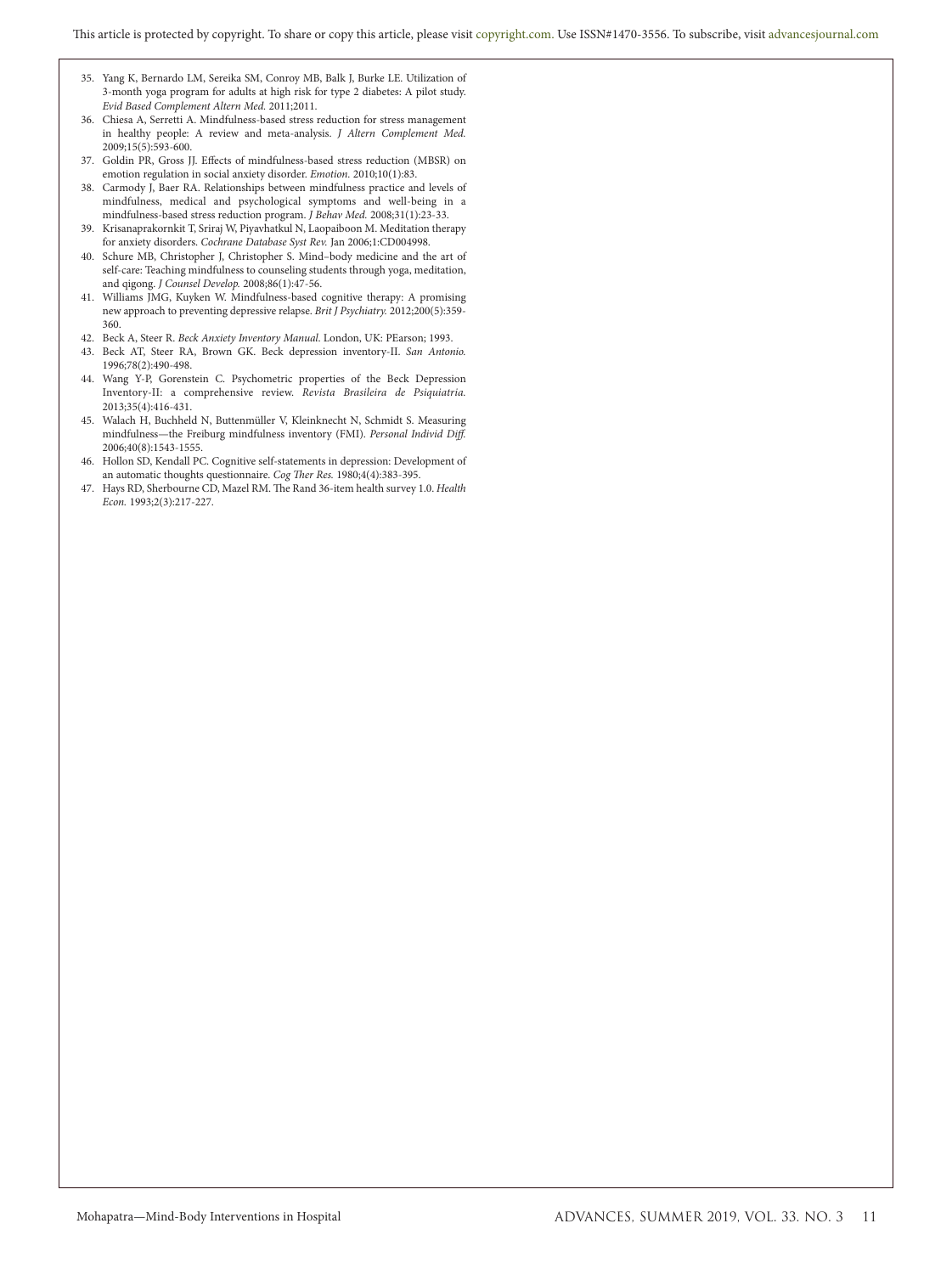35. Yang K, Bernardo LM, Sereika SM, Conroy MB, Balk J, Burke LE. Utilization of 3-month yoga program for adults at high risk for type 2 diabetes: A pilot study. *Evid Based Complement Altern Med.* 2011;2011.
36. Chiesa A, Serretti A. Mindfulness-based stress reduction for stress management in healthy people: A review and meta-analysis. *J Altern Complement Med.* 2009;15(5):593-600.
37. Goldin PR, Gross JJ. Effects of mindfulness-based stress reduction (MBSR) on emotion regulation in social anxiety disorder. *Emotion.* 2010;10(1):83.
38. Carmody J, Baer RA. Relationships between mindfulness practice and levels of mindfulness, medical and psychological symptoms and well-being in a mindfulness-based stress reduction program. *J Behav Med.* 2008;31(1):23-33.
39. Krisanaprakornkit T, Sriraj W, Piyavhatkul N, Laopaiboon M. Meditation therapy for anxiety disorders. *Cochrane Database Syst Rev.* Jan 2006;1:CD004998.
40. Schure MB, Christopher J, Christopher S. Mind–body medicine and the art of self-care: Teaching mindfulness to counseling students through yoga, meditation, and qigong. *J Counsel Develop.* 2008;86(1):47-56.
41. Williams JMG, Kuyken W. Mindfulness-based cognitive therapy: A promising new approach to preventing depressive relapse. *Brit J Psychiatry.* 2012;200(5):359-360.
42. Beck A, Steer R. *Beck Anxiety Inventory Manual*. London, UK: PEarson; 1993.
43. Beck AT, Steer RA, Brown GK. Beck depression inventory-II. *San Antonio.* 1996;78(2):490-498.
44. Wang Y-P, Gorenstein C. Psychometric properties of the Beck Depression Inventory-II: a comprehensive review. *Revista Brasileira de Psiquiatria.* 2013;35(4):416-431.
45. Walach H, Buchheld N, Buttenmüller V, Kleinknecht N, Schmidt S. Measuring mindfulness—the Freiburg mindfulness inventory (FMI). *Personal Individ Diff.* 2006;40(8):1543-1555.
46. Hollon SD, Kendall PC. Cognitive self-statements in depression: Development of an automatic thoughts questionnaire. *Cog Ther Res.* 1980;4(4):383-395.
47. Hays RD, Sherbourne CD, Mazel RM. The Rand 36-item health survey 1.0. *Health Econ.* 1993;2(3):217-227.